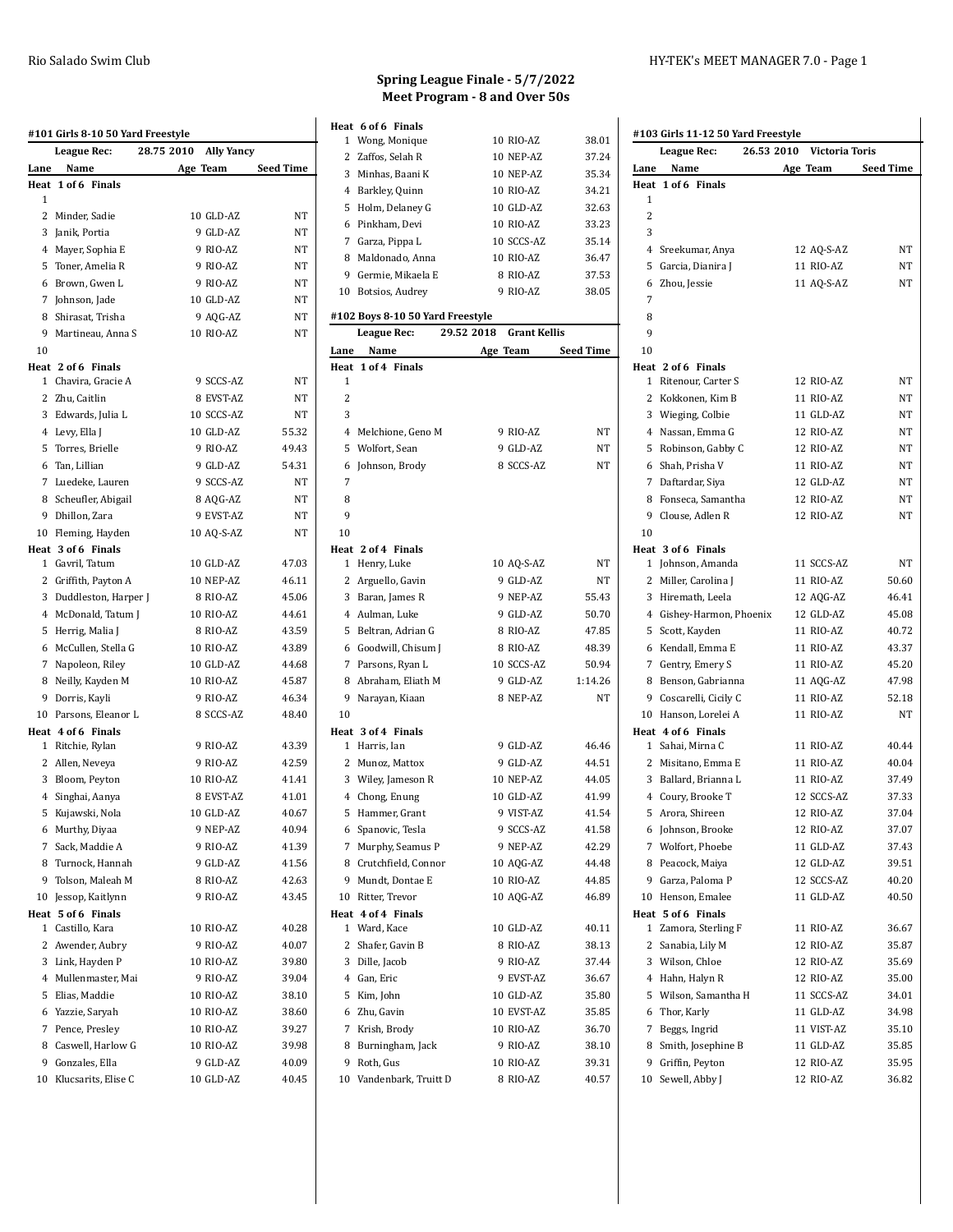## Spring League Finale - 5/7/2022
## Meet Program - 8 and Over 50s

### #101 Girls 8-10 50 Yard Freestyle

League Rec: 28.75 2010 Ally Yancy

| Lane | Name | Age | Team | Seed Time |
|---|---|---|---|---|
| **Heat 1 of 6 Finals** | | | | |
| 1 | | | | |
| 2 | Minder, Sadie | 10 | GLD-AZ | NT |
| 3 | Janik, Portia | 9 | GLD-AZ | NT |
| 4 | Mayer, Sophia E | 9 | RIO-AZ | NT |
| 5 | Toner, Amelia R | 9 | RIO-AZ | NT |
| 6 | Brown, Gwen L | 9 | RIO-AZ | NT |
| 7 | Johnson, Jade | 10 | GLD-AZ | NT |
| 8 | Shirasat, Trisha | 9 | AQG-AZ | NT |
| 9 | Martineau, Anna S | 10 | RIO-AZ | NT |
| 10 | | | | |
| **Heat 2 of 6 Finals** | | | | |
| 1 | Chavira, Gracie A | 9 | SCCS-AZ | NT |
| 2 | Zhu, Caitlin | 8 | EVST-AZ | NT |
| 3 | Edwards, Julia L | 10 | SCCS-AZ | NT |
| 4 | Levy, Ella J | 10 | GLD-AZ | 55.32 |
| 5 | Torres, Brielle | 9 | RIO-AZ | 49.43 |
| 6 | Tan, Lillian | 9 | GLD-AZ | 54.31 |
| 7 | Luedeke, Lauren | 9 | SCCS-AZ | NT |
| 8 | Scheufler, Abigail | 8 | AQG-AZ | NT |
| 9 | Dhillon, Zara | 9 | EVST-AZ | NT |
| 10 | Fleming, Hayden | 10 | AQ-S-AZ | NT |
| **Heat 3 of 6 Finals** | | | | |
| 1 | Gavril, Tatum | 10 | GLD-AZ | 47.03 |
| 2 | Griffith, Payton A | 10 | NEP-AZ | 46.11 |
| 3 | Duddleston, Harper J | 8 | RIO-AZ | 45.06 |
| 4 | McDonald, Tatum J | 10 | RIO-AZ | 44.61 |
| 5 | Herrig, Malia J | 8 | RIO-AZ | 43.59 |
| 6 | McCullen, Stella G | 10 | RIO-AZ | 43.89 |
| 7 | Napoleon, Riley | 10 | GLD-AZ | 44.68 |
| 8 | Neilly, Kayden M | 10 | RIO-AZ | 45.87 |
| 9 | Dorris, Kayli | 9 | RIO-AZ | 46.34 |
| 10 | Parsons, Eleanor L | 8 | SCCS-AZ | 48.40 |
| **Heat 4 of 6 Finals** | | | | |
| 1 | Ritchie, Rylan | 9 | RIO-AZ | 43.39 |
| 2 | Allen, Neveya | 9 | RIO-AZ | 42.59 |
| 3 | Bloom, Peyton | 10 | RIO-AZ | 41.41 |
| 4 | Singhai, Aanya | 8 | EVST-AZ | 41.01 |
| 5 | Kujawski, Nola | 10 | GLD-AZ | 40.67 |
| 6 | Murthy, Diyaa | 9 | NEP-AZ | 40.94 |
| 7 | Sack, Maddie A | 9 | RIO-AZ | 41.39 |
| 8 | Turnock, Hannah | 9 | GLD-AZ | 41.56 |
| 9 | Tolson, Maleah M | 8 | RIO-AZ | 42.63 |
| 10 | Jessop, Kaitlynn | 9 | RIO-AZ | 43.45 |
| **Heat 5 of 6 Finals** | | | | |
| 1 | Castillo, Kara | 10 | RIO-AZ | 40.28 |
| 2 | Awender, Aubry | 9 | RIO-AZ | 40.07 |
| 3 | Link, Hayden P | 10 | RIO-AZ | 39.80 |
| 4 | Mullenmaster, Mai | 9 | RIO-AZ | 39.04 |
| 5 | Elias, Maddie | 10 | RIO-AZ | 38.10 |
| 6 | Yazzie, Saryah | 10 | RIO-AZ | 38.60 |
| 7 | Pence, Presley | 10 | RIO-AZ | 39.27 |
| 8 | Caswell, Harlow G | 10 | RIO-AZ | 39.98 |
| 9 | Gonzales, Ella | 9 | GLD-AZ | 40.09 |
| 10 | Klucsarits, Elise C | 10 | GLD-AZ | 40.45 |
| **Heat 6 of 6 Finals** | | | | |
| 1 | Wong, Monique | 10 | RIO-AZ | 38.01 |
| 2 | Zaffos, Selah R | 10 | NEP-AZ | 37.24 |
| 3 | Minhas, Baani K | 10 | NEP-AZ | 35.34 |
| 4 | Barkley, Quinn | 10 | RIO-AZ | 34.21 |
| 5 | Holm, Delaney G | 10 | GLD-AZ | 32.63 |
| 6 | Pinkham, Devi | 10 | RIO-AZ | 33.23 |
| 7 | Garza, Pippa L | 10 | SCCS-AZ | 35.14 |
| 8 | Maldonado, Anna | 10 | RIO-AZ | 36.47 |
| 9 | Germie, Mikaela E | 8 | RIO-AZ | 37.53 |
| 10 | Botsios, Audrey | 9 | RIO-AZ | 38.05 |

### #102 Boys 8-10 50 Yard Freestyle

League Rec: 29.52 2018 Grant Kellis

| Lane | Name | Age | Team | Seed Time |
|---|---|---|---|---|
| **Heat 1 of 4 Finals** | | | | |
| 1 | | | | |
| 2 | | | | |
| 3 | | | | |
| 4 | Melchione, Geno M | 9 | RIO-AZ | NT |
| 5 | Wolfort, Sean | 9 | GLD-AZ | NT |
| 6 | Johnson, Brody | 8 | SCCS-AZ | NT |
| 7 | | | | |
| 8 | | | | |
| 9 | | | | |
| 10 | | | | |
| **Heat 2 of 4 Finals** | | | | |
| 1 | Henry, Luke | 10 | AQ-S-AZ | NT |
| 2 | Arguello, Gavin | 9 | GLD-AZ | NT |
| 3 | Baran, James R | 9 | NEP-AZ | 55.43 |
| 4 | Aulman, Luke | 9 | GLD-AZ | 50.70 |
| 5 | Beltran, Adrian G | 8 | RIO-AZ | 47.85 |
| 6 | Goodwill, Chisum J | 8 | RIO-AZ | 48.39 |
| 7 | Parsons, Ryan L | 10 | SCCS-AZ | 50.94 |
| 8 | Abraham, Eliath M | 9 | GLD-AZ | 1:14.26 |
| 9 | Narayan, Kiaan | 8 | NEP-AZ | NT |
| 10 | | | | |
| **Heat 3 of 4 Finals** | | | | |
| 1 | Harris, Ian | 9 | GLD-AZ | 46.46 |
| 2 | Munoz, Mattox | 9 | GLD-AZ | 44.51 |
| 3 | Wiley, Jameson R | 10 | NEP-AZ | 44.05 |
| 4 | Chong, Enung | 10 | GLD-AZ | 41.99 |
| 5 | Hammer, Grant | 9 | VIST-AZ | 41.54 |
| 6 | Spanovic, Tesla | 9 | SCCS-AZ | 41.58 |
| 7 | Murphy, Seamus P | 9 | NEP-AZ | 42.29 |
| 8 | Crutchfield, Connor | 10 | AQG-AZ | 44.48 |
| 9 | Mundt, Dontae E | 10 | RIO-AZ | 44.85 |
| 10 | Ritter, Trevor | 10 | AQG-AZ | 46.89 |
| **Heat 4 of 4 Finals** | | | | |
| 1 | Ward, Kace | 10 | GLD-AZ | 40.11 |
| 2 | Shafer, Gavin B | 8 | RIO-AZ | 38.13 |
| 3 | Dille, Jacob | 9 | RIO-AZ | 37.44 |
| 4 | Gan, Eric | 9 | EVST-AZ | 36.67 |
| 5 | Kim, John | 10 | GLD-AZ | 35.80 |
| 6 | Zhu, Gavin | 10 | EVST-AZ | 35.85 |
| 7 | Krish, Brody | 10 | RIO-AZ | 36.70 |
| 8 | Burningham, Jack | 9 | RIO-AZ | 38.10 |
| 9 | Roth, Gus | 10 | RIO-AZ | 39.31 |
| 10 | Vandenbark, Truitt D | 8 | RIO-AZ | 40.57 |

### #103 Girls 11-12 50 Yard Freestyle

League Rec: 26.53 2010 Victoria Toris

| Lane | Name | Age | Team | Seed Time |
|---|---|---|---|---|
| **Heat 1 of 6 Finals** | | | | |
| 1 | | | | |
| 2 | | | | |
| 3 | | | | |
| 4 | Sreekumar, Anya | 12 | AQ-S-AZ | NT |
| 5 | Garcia, Dianira J | 11 | RIO-AZ | NT |
| 6 | Zhou, Jessie | 11 | AQ-S-AZ | NT |
| 7 | | | | |
| 8 | | | | |
| 9 | | | | |
| 10 | | | | |
| **Heat 2 of 6 Finals** | | | | |
| 1 | Ritenour, Carter S | 12 | RIO-AZ | NT |
| 2 | Kokkonen, Kim B | 11 | RIO-AZ | NT |
| 3 | Wieging, Colbie | 11 | GLD-AZ | NT |
| 4 | Nassan, Emma G | 12 | RIO-AZ | NT |
| 5 | Robinson, Gabby C | 12 | RIO-AZ | NT |
| 6 | Shah, Prisha V | 11 | RIO-AZ | NT |
| 7 | Daftardar, Siya | 12 | GLD-AZ | NT |
| 8 | Fonseca, Samantha | 12 | RIO-AZ | NT |
| 9 | Clouse, Adlen R | 12 | RIO-AZ | NT |
| 10 | | | | |
| **Heat 3 of 6 Finals** | | | | |
| 1 | Johnson, Amanda | 11 | SCCS-AZ | NT |
| 2 | Miller, Carolina J | 11 | RIO-AZ | 50.60 |
| 3 | Hiremath, Leela | 12 | AQG-AZ | 46.41 |
| 4 | Gishey-Harmon, Phoenix | 12 | GLD-AZ | 45.08 |
| 5 | Scott, Kayden | 11 | RIO-AZ | 40.72 |
| 6 | Kendall, Emma E | 11 | RIO-AZ | 43.37 |
| 7 | Gentry, Emery S | 11 | RIO-AZ | 45.20 |
| 8 | Benson, Gabrianna | 11 | AQG-AZ | 47.98 |
| 9 | Coscarelli, Cicily C | 11 | RIO-AZ | 52.18 |
| 10 | Hanson, Lorelei A | 11 | RIO-AZ | NT |
| **Heat 4 of 6 Finals** | | | | |
| 1 | Sahai, Mirna C | 11 | RIO-AZ | 40.44 |
| 2 | Misitano, Emma E | 11 | RIO-AZ | 40.04 |
| 3 | Ballard, Brianna L | 11 | RIO-AZ | 37.49 |
| 4 | Coury, Brooke T | 12 | SCCS-AZ | 37.33 |
| 5 | Arora, Shireen | 12 | RIO-AZ | 37.04 |
| 6 | Johnson, Brooke | 12 | RIO-AZ | 37.07 |
| 7 | Wolfort, Phoebe | 11 | GLD-AZ | 37.43 |
| 8 | Peacock, Maiya | 12 | GLD-AZ | 39.51 |
| 9 | Garza, Paloma P | 12 | SCCS-AZ | 40.20 |
| 10 | Henson, Emalee | 11 | GLD-AZ | 40.50 |
| **Heat 5 of 6 Finals** | | | | |
| 1 | Zamora, Sterling F | 11 | RIO-AZ | 36.67 |
| 2 | Sanabia, Lily M | 12 | RIO-AZ | 35.87 |
| 3 | Wilson, Chloe | 12 | RIO-AZ | 35.69 |
| 4 | Hahn, Halyn R | 12 | RIO-AZ | 35.00 |
| 5 | Wilson, Samantha H | 11 | SCCS-AZ | 34.01 |
| 6 | Thor, Karly | 11 | GLD-AZ | 34.98 |
| 7 | Beggs, Ingrid | 11 | VIST-AZ | 35.10 |
| 8 | Smith, Josephine B | 11 | GLD-AZ | 35.85 |
| 9 | Griffin, Peyton | 12 | RIO-AZ | 35.95 |
| 10 | Sewell, Abby J | 12 | RIO-AZ | 36.82 |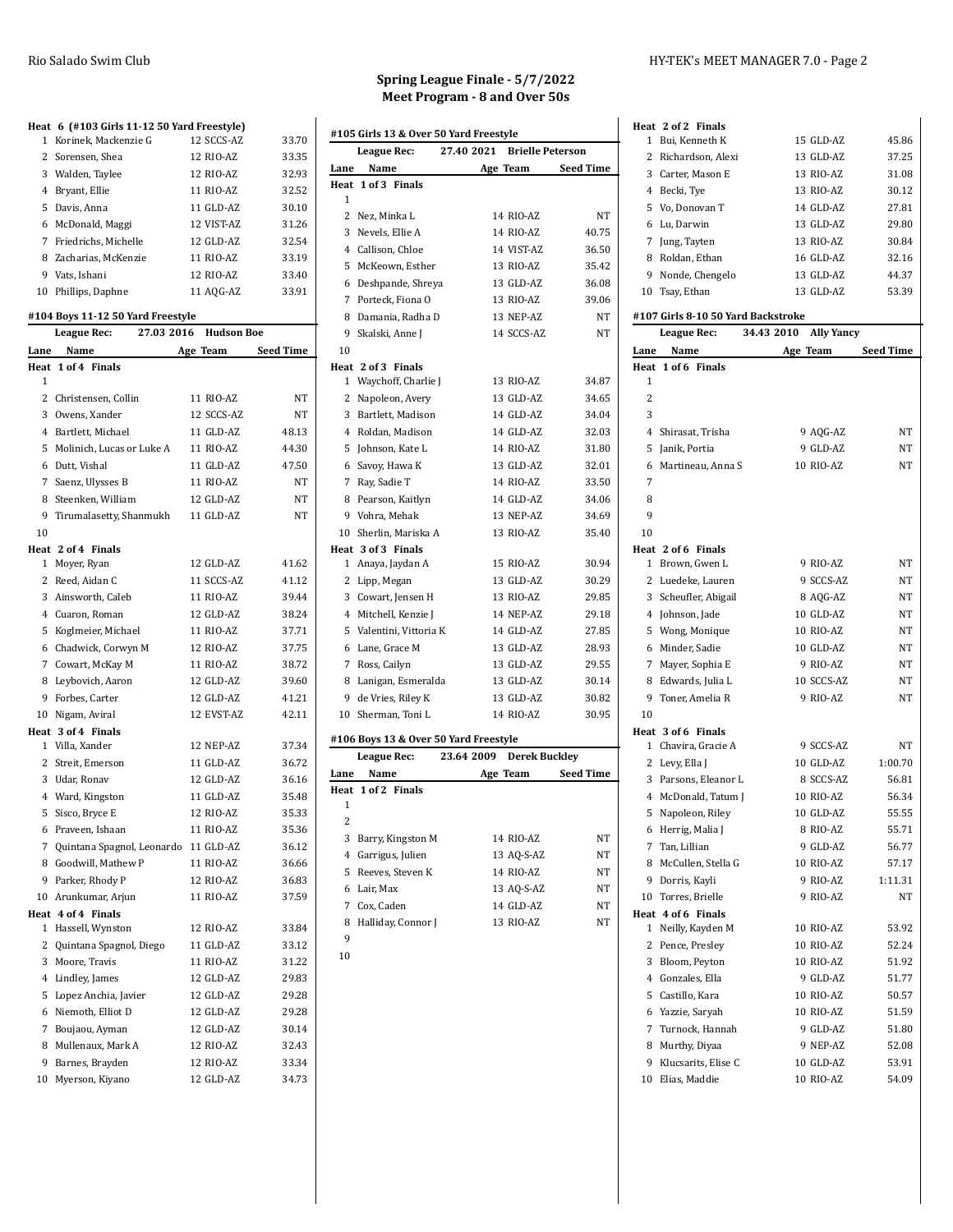## Spring League Finale - 5/7/2022
## Meet Program - 8 and Over 50s

**Heat 6 (#103 Girls 11-12 50 Yard Freestyle)**

| Lane | Name | Age | Team | Seed Time |
|---|---|---|---|---|
| 1 | Korinek, Mackenzie G | 12 | SCCS-AZ | 33.70 |
| 2 | Sorensen, Shea | 12 | RIO-AZ | 33.35 |
| 3 | Walden, Taylee | 12 | RIO-AZ | 32.93 |
| 4 | Bryant, Ellie | 11 | RIO-AZ | 32.52 |
| 5 | Davis, Anna | 11 | GLD-AZ | 30.10 |
| 6 | McDonald, Maggi | 12 | VIST-AZ | 31.26 |
| 7 | Friedrichs, Michelle | 12 | GLD-AZ | 32.54 |
| 8 | Zacharias, McKenzie | 11 | RIO-AZ | 33.19 |
| 9 | Vats, Ishani | 12 | RIO-AZ | 33.40 |
| 10 | Phillips, Daphne | 11 | AQG-AZ | 33.91 |

### #104 Boys 11-12 50 Yard Freestyle

League Rec: 27.03 2016 Hudson Boe

| Lane | Name | Age | Team | Seed Time |
|---|---|---|---|---|
| **Heat 1 of 4 Finals** | | | | |
| 1 | | | | |
| 2 | Christensen, Collin | 11 | RIO-AZ | NT |
| 3 | Owens, Xander | 12 | SCCS-AZ | NT |
| 4 | Bartlett, Michael | 11 | GLD-AZ | 48.13 |
| 5 | Molinich, Lucas or Luke A | 11 | RIO-AZ | 44.30 |
| 6 | Dutt, Vishal | 11 | GLD-AZ | 47.50 |
| 7 | Saenz, Ulysses B | 11 | RIO-AZ | NT |
| 8 | Steenken, William | 12 | GLD-AZ | NT |
| 9 | Tirumalasetty, Shanmukh | 11 | GLD-AZ | NT |
| 10 | | | | |
| **Heat 2 of 4 Finals** | | | | |
| 1 | Moyer, Ryan | 12 | GLD-AZ | 41.62 |
| 2 | Reed, Aidan C | 11 | SCCS-AZ | 41.12 |
| 3 | Ainsworth, Caleb | 11 | RIO-AZ | 39.44 |
| 4 | Cuaron, Roman | 12 | GLD-AZ | 38.24 |
| 5 | Koglmeier, Michael | 11 | RIO-AZ | 37.71 |
| 6 | Chadwick, Corwyn M | 12 | RIO-AZ | 37.75 |
| 7 | Cowart, McKay M | 11 | RIO-AZ | 38.72 |
| 8 | Leybovich, Aaron | 12 | GLD-AZ | 39.60 |
| 9 | Forbes, Carter | 12 | GLD-AZ | 41.21 |
| 10 | Nigam, Aviral | 12 | EVST-AZ | 42.11 |
| **Heat 3 of 4 Finals** | | | | |
| 1 | Villa, Xander | 12 | NEP-AZ | 37.34 |
| 2 | Streit, Emerson | 11 | GLD-AZ | 36.72 |
| 3 | Udar, Ronav | 12 | GLD-AZ | 36.16 |
| 4 | Ward, Kingston | 11 | GLD-AZ | 35.48 |
| 5 | Sisco, Bryce E | 12 | RIO-AZ | 35.33 |
| 6 | Praveen, Ishaan | 11 | RIO-AZ | 35.36 |
| 7 | Quintana Spagnol, Leonardo | 11 | GLD-AZ | 36.12 |
| 8 | Goodwill, Mathew P | 11 | RIO-AZ | 36.66 |
| 9 | Parker, Rhody P | 12 | RIO-AZ | 36.83 |
| 10 | Arunkumar, Arjun | 11 | RIO-AZ | 37.59 |
| **Heat 4 of 4 Finals** | | | | |
| 1 | Hassell, Wynston | 12 | RIO-AZ | 33.84 |
| 2 | Quintana Spagnol, Diego | 11 | GLD-AZ | 33.12 |
| 3 | Moore, Travis | 11 | RIO-AZ | 31.22 |
| 4 | Lindley, James | 12 | GLD-AZ | 29.83 |
| 5 | Lopez Anchia, Javier | 12 | GLD-AZ | 29.28 |
| 6 | Niemoth, Elliot D | 12 | GLD-AZ | 29.28 |
| 7 | Boujaou, Ayman | 12 | GLD-AZ | 30.14 |
| 8 | Mullenaux, Mark A | 12 | RIO-AZ | 32.43 |
| 9 | Barnes, Brayden | 12 | RIO-AZ | 33.34 |
| 10 | Myerson, Kiyano | 12 | GLD-AZ | 34.73 |

### #105 Girls 13 & Over 50 Yard Freestyle

League Rec: 27.40 2021 Brielle Peterson

| Lane | Name | Age | Team | Seed Time |
|---|---|---|---|---|
| **Heat 1 of 3 Finals** | | | | |
| 1 | | | | |
| 2 | Nez, Minka L | 14 | RIO-AZ | NT |
| 3 | Nevels, Ellie A | 14 | RIO-AZ | 40.75 |
| 4 | Callison, Chloe | 14 | VIST-AZ | 36.50 |
| 5 | McKeown, Esther | 13 | RIO-AZ | 35.42 |
| 6 | Deshpande, Shreya | 13 | GLD-AZ | 36.08 |
| 7 | Porteck, Fiona O | 13 | RIO-AZ | 39.06 |
| 8 | Damania, Radha D | 13 | NEP-AZ | NT |
| 9 | Skalski, Anne J | 14 | SCCS-AZ | NT |
| 10 | | | | |
| **Heat 2 of 3 Finals** | | | | |
| 1 | Waychoff, Charlie J | 13 | RIO-AZ | 34.87 |
| 2 | Napoleon, Avery | 13 | GLD-AZ | 34.65 |
| 3 | Bartlett, Madison | 14 | GLD-AZ | 34.04 |
| 4 | Roldan, Madison | 14 | GLD-AZ | 32.03 |
| 5 | Johnson, Kate L | 14 | RIO-AZ | 31.80 |
| 6 | Savoy, Hawa K | 13 | GLD-AZ | 32.01 |
| 7 | Ray, Sadie T | 14 | RIO-AZ | 33.50 |
| 8 | Pearson, Kaitlyn | 14 | GLD-AZ | 34.06 |
| 9 | Vohra, Mehak | 13 | NEP-AZ | 34.69 |
| 10 | Sherlin, Mariska A | 13 | RIO-AZ | 35.40 |
| **Heat 3 of 3 Finals** | | | | |
| 1 | Anaya, Jaydan A | 15 | RIO-AZ | 30.94 |
| 2 | Lipp, Megan | 13 | GLD-AZ | 30.29 |
| 3 | Cowart, Jensen H | 13 | RIO-AZ | 29.85 |
| 4 | Mitchell, Kenzie J | 14 | NEP-AZ | 29.18 |
| 5 | Valentini, Vittoria K | 14 | GLD-AZ | 27.85 |
| 6 | Lane, Grace M | 13 | GLD-AZ | 28.93 |
| 7 | Ross, Cailyn | 13 | GLD-AZ | 29.55 |
| 8 | Lanigan, Esmeralda | 13 | GLD-AZ | 30.14 |
| 9 | de Vries, Riley K | 13 | GLD-AZ | 30.82 |
| 10 | Sherman, Toni L | 14 | RIO-AZ | 30.95 |

### #106 Boys 13 & Over 50 Yard Freestyle

League Rec: 23.64 2009 Derek Buckley

| Lane | Name | Age | Team | Seed Time |
|---|---|---|---|---|
| **Heat 1 of 2 Finals** | | | | |
| 1 | | | | |
| 2 | | | | |
| 3 | Barry, Kingston M | 14 | RIO-AZ | NT |
| 4 | Garrigus, Julien | 13 | AQ-S-AZ | NT |
| 5 | Reeves, Steven K | 14 | RIO-AZ | NT |
| 6 | Lair, Max | 13 | AQ-S-AZ | NT |
| 7 | Cox, Caden | 14 | GLD-AZ | NT |
| 8 | Halliday, Connor J | 13 | RIO-AZ | NT |
| 9 | | | | |
| 10 | | | | |
| **Heat 2 of 2 Finals** | | | | |
| 1 | Bui, Kenneth K | 15 | GLD-AZ | 45.86 |
| 2 | Richardson, Alexi | 13 | GLD-AZ | 37.25 |
| 3 | Carter, Mason E | 13 | RIO-AZ | 31.08 |
| 4 | Becki, Tye | 13 | RIO-AZ | 30.12 |
| 5 | Vo, Donovan T | 14 | GLD-AZ | 27.81 |
| 6 | Lu, Darwin | 13 | GLD-AZ | 29.80 |
| 7 | Jung, Tayten | 13 | RIO-AZ | 30.84 |
| 8 | Roldan, Ethan | 16 | GLD-AZ | 32.16 |
| 9 | Nonde, Chengelo | 13 | GLD-AZ | 44.37 |
| 10 | Tsay, Ethan | 13 | GLD-AZ | 53.39 |

### #107 Girls 8-10 50 Yard Backstroke

League Rec: 34.43 2010 Ally Yancy

| Lane | Name | Age | Team | Seed Time |
|---|---|---|---|---|
| **Heat 1 of 6 Finals** | | | | |
| 1 | | | | |
| 2 | | | | |
| 3 | | | | |
| 4 | Shirasat, Trisha | 9 | AQG-AZ | NT |
| 5 | Janik, Portia | 9 | GLD-AZ | NT |
| 6 | Martineau, Anna S | 10 | RIO-AZ | NT |
| 7 | | | | |
| 8 | | | | |
| 9 | | | | |
| 10 | | | | |
| **Heat 2 of 6 Finals** | | | | |
| 1 | Brown, Gwen L | 9 | RIO-AZ | NT |
| 2 | Luedeke, Lauren | 9 | SCCS-AZ | NT |
| 3 | Scheufler, Abigail | 8 | AQG-AZ | NT |
| 4 | Johnson, Jade | 10 | GLD-AZ | NT |
| 5 | Wong, Monique | 10 | RIO-AZ | NT |
| 6 | Minder, Sadie | 10 | GLD-AZ | NT |
| 7 | Mayer, Sophia E | 9 | RIO-AZ | NT |
| 8 | Edwards, Julia L | 10 | SCCS-AZ | NT |
| 9 | Toner, Amelia R | 9 | RIO-AZ | NT |
| 10 | | | | |
| **Heat 3 of 6 Finals** | | | | |
| 1 | Chavira, Gracie A | 9 | SCCS-AZ | NT |
| 2 | Levy, Ella J | 10 | GLD-AZ | 1:00.70 |
| 3 | Parsons, Eleanor L | 8 | SCCS-AZ | 56.81 |
| 4 | McDonald, Tatum J | 10 | RIO-AZ | 56.34 |
| 5 | Napoleon, Riley | 10 | GLD-AZ | 55.55 |
| 6 | Herrig, Malia J | 8 | RIO-AZ | 55.71 |
| 7 | Tan, Lillian | 9 | GLD-AZ | 56.77 |
| 8 | McCullen, Stella G | 10 | RIO-AZ | 57.17 |
| 9 | Dorris, Kayli | 9 | RIO-AZ | 1:11.31 |
| 10 | Torres, Brielle | 9 | RIO-AZ | NT |
| **Heat 4 of 6 Finals** | | | | |
| 1 | Neilly, Kayden M | 10 | RIO-AZ | 53.92 |
| 2 | Pence, Presley | 10 | RIO-AZ | 52.24 |
| 3 | Bloom, Peyton | 10 | RIO-AZ | 51.92 |
| 4 | Gonzales, Ella | 9 | GLD-AZ | 51.77 |
| 5 | Castillo, Kara | 10 | RIO-AZ | 50.57 |
| 6 | Yazzie, Saryah | 10 | RIO-AZ | 51.59 |
| 7 | Turnock, Hannah | 9 | GLD-AZ | 51.80 |
| 8 | Murthy, Diyaa | 9 | NEP-AZ | 52.08 |
| 9 | Klucsarits, Elise C | 10 | GLD-AZ | 53.91 |
| 10 | Elias, Maddie | 10 | RIO-AZ | 54.09 |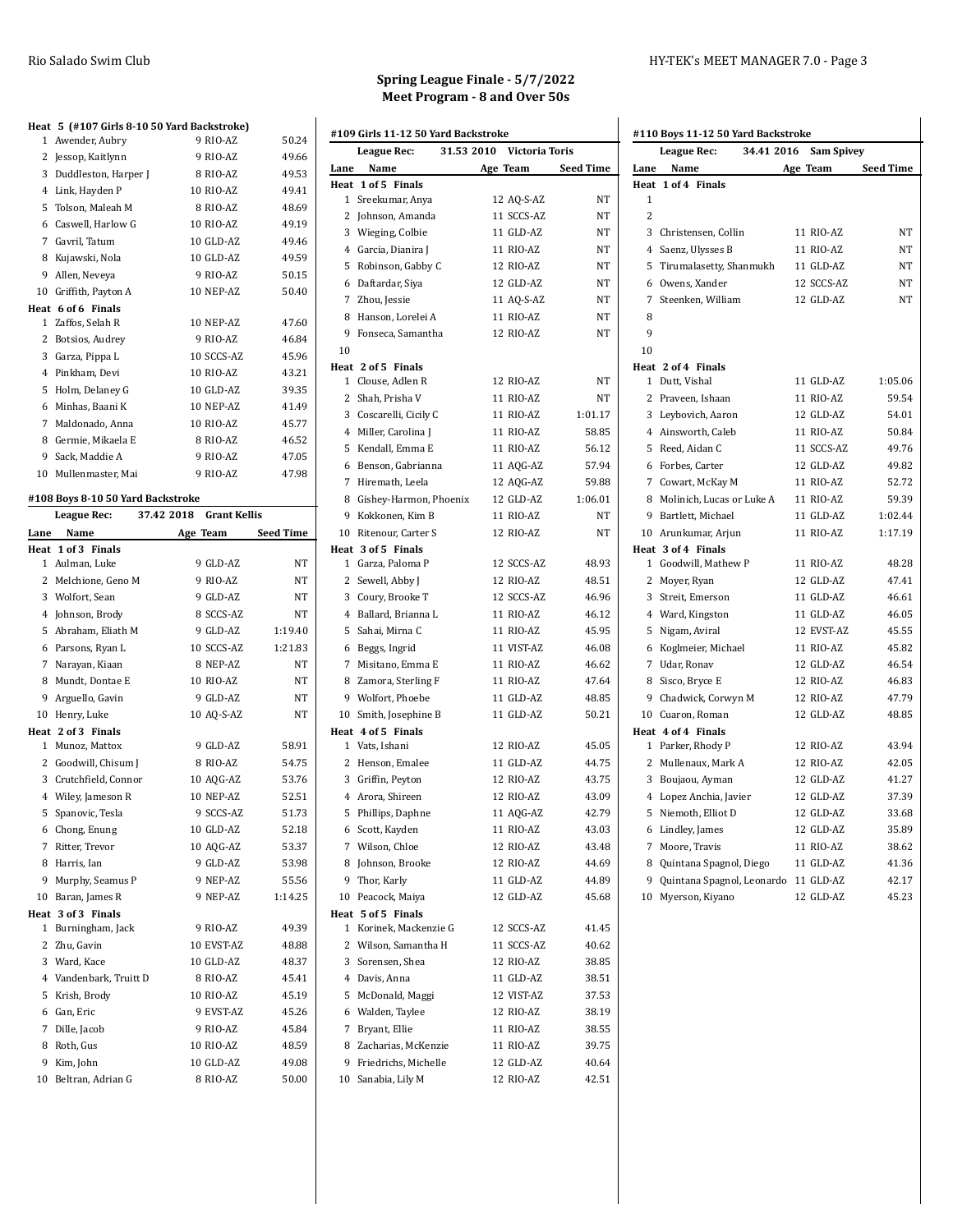## Spring League Finale - 5/7/2022
## Meet Program - 8 and Over 50s

**Heat 5 (#107 Girls 8-10 50 Yard Backstroke)**

| Lane | Name | Age | Team | Seed Time |
|---|---|---|---|---|
| 1 | Awender, Aubry | 9 | RIO-AZ | 50.24 |
| 2 | Jessop, Kaitlynn | 9 | RIO-AZ | 49.66 |
| 3 | Duddleston, Harper J | 8 | RIO-AZ | 49.53 |
| 4 | Link, Hayden P | 10 | RIO-AZ | 49.41 |
| 5 | Tolson, Maleah M | 8 | RIO-AZ | 48.69 |
| 6 | Caswell, Harlow G | 10 | RIO-AZ | 49.19 |
| 7 | Gavril, Tatum | 10 | GLD-AZ | 49.46 |
| 8 | Kujawski, Nola | 10 | GLD-AZ | 49.59 |
| 9 | Allen, Neveya | 9 | RIO-AZ | 50.15 |
| 10 | Griffith, Payton A | 10 | NEP-AZ | 50.40 |

**Heat 6 of 6 Finals**

| Lane | Name | Age | Team | Seed Time |
|---|---|---|---|---|
| 1 | Zaffos, Selah R | 10 | NEP-AZ | 47.60 |
| 2 | Botsios, Audrey | 9 | RIO-AZ | 46.84 |
| 3 | Garza, Pippa L | 10 | SCCS-AZ | 45.96 |
| 4 | Pinkham, Devi | 10 | RIO-AZ | 43.21 |
| 5 | Holm, Delaney G | 10 | GLD-AZ | 39.35 |
| 6 | Minhas, Baani K | 10 | NEP-AZ | 41.49 |
| 7 | Maldonado, Anna | 10 | RIO-AZ | 45.77 |
| 8 | Germie, Mikaela E | 8 | RIO-AZ | 46.52 |
| 9 | Sack, Maddie A | 9 | RIO-AZ | 47.05 |
| 10 | Mullenmaster, Mai | 9 | RIO-AZ | 47.98 |

### #108 Boys 8-10 50 Yard Backstroke

League Rec: 37.42 2018 Grant Kellis

**Heat 1 of 3 Finals**

| Lane | Name | Age | Team | Seed Time |
|---|---|---|---|---|
| 1 | Aulman, Luke | 9 | GLD-AZ | NT |
| 2 | Melchione, Geno M | 9 | RIO-AZ | NT |
| 3 | Wolfort, Sean | 9 | GLD-AZ | NT |
| 4 | Johnson, Brody | 8 | SCCS-AZ | NT |
| 5 | Abraham, Eliath M | 9 | GLD-AZ | 1:19.40 |
| 6 | Parsons, Ryan L | 10 | SCCS-AZ | 1:21.83 |
| 7 | Narayan, Kiaan | 8 | NEP-AZ | NT |
| 8 | Mundt, Dontae E | 10 | RIO-AZ | NT |
| 9 | Arguello, Gavin | 9 | GLD-AZ | NT |
| 10 | Henry, Luke | 10 | AQ-S-AZ | NT |

**Heat 2 of 3 Finals**

| Lane | Name | Age | Team | Seed Time |
|---|---|---|---|---|
| 1 | Munoz, Mattox | 9 | GLD-AZ | 58.91 |
| 2 | Goodwill, Chisum J | 8 | RIO-AZ | 54.75 |
| 3 | Crutchfield, Connor | 10 | AQG-AZ | 53.76 |
| 4 | Wiley, Jameson R | 10 | NEP-AZ | 52.51 |
| 5 | Spanovic, Tesla | 9 | SCCS-AZ | 51.73 |
| 6 | Chong, Enung | 10 | GLD-AZ | 52.18 |
| 7 | Ritter, Trevor | 10 | AQG-AZ | 53.37 |
| 8 | Harris, Ian | 9 | GLD-AZ | 53.98 |
| 9 | Murphy, Seamus P | 9 | NEP-AZ | 55.56 |
| 10 | Baran, James R | 9 | NEP-AZ | 1:14.25 |

**Heat 3 of 3 Finals**

| Lane | Name | Age | Team | Seed Time |
|---|---|---|---|---|
| 1 | Burningham, Jack | 9 | RIO-AZ | 49.39 |
| 2 | Zhu, Gavin | 10 | EVST-AZ | 48.88 |
| 3 | Ward, Kace | 10 | GLD-AZ | 48.37 |
| 4 | Vandenbark, Truitt D | 8 | RIO-AZ | 45.41 |
| 5 | Krish, Brody | 10 | RIO-AZ | 45.19 |
| 6 | Gan, Eric | 9 | EVST-AZ | 45.26 |
| 7 | Dille, Jacob | 9 | RIO-AZ | 45.84 |
| 8 | Roth, Gus | 10 | RIO-AZ | 48.59 |
| 9 | Kim, John | 10 | GLD-AZ | 49.08 |
| 10 | Beltran, Adrian G | 8 | RIO-AZ | 50.00 |

### #109 Girls 11-12 50 Yard Backstroke

League Rec: 31.53 2010 Victoria Toris

**Heat 1 of 5 Finals**

| Lane | Name | Age | Team | Seed Time |
|---|---|---|---|---|
| 1 | Sreekumar, Anya | 12 | AQ-S-AZ | NT |
| 2 | Johnson, Amanda | 11 | SCCS-AZ | NT |
| 3 | Wieging, Colbie | 11 | GLD-AZ | NT |
| 4 | Garcia, Dianira J | 11 | RIO-AZ | NT |
| 5 | Robinson, Gabby C | 12 | RIO-AZ | NT |
| 6 | Daftardar, Siya | 12 | GLD-AZ | NT |
| 7 | Zhou, Jessie | 11 | AQ-S-AZ | NT |
| 8 | Hanson, Lorelei A | 11 | RIO-AZ | NT |
| 9 | Fonseca, Samantha | 12 | RIO-AZ | NT |
| 10 | | | | |

**Heat 2 of 5 Finals**

| Lane | Name | Age | Team | Seed Time |
|---|---|---|---|---|
| 1 | Clouse, Adlen R | 12 | RIO-AZ | NT |
| 2 | Shah, Prisha V | 11 | RIO-AZ | NT |
| 3 | Coscarelli, Cicily C | 11 | RIO-AZ | 1:01.17 |
| 4 | Miller, Carolina J | 11 | RIO-AZ | 58.85 |
| 5 | Kendall, Emma E | 11 | RIO-AZ | 56.12 |
| 6 | Benson, Gabrianna | 11 | AQG-AZ | 57.94 |
| 7 | Hiremath, Leela | 12 | AQG-AZ | 59.88 |
| 8 | Gishey-Harmon, Phoenix | 12 | GLD-AZ | 1:06.01 |
| 9 | Kokkonen, Kim B | 11 | RIO-AZ | NT |
| 10 | Ritenour, Carter S | 12 | RIO-AZ | NT |

**Heat 3 of 5 Finals**

| Lane | Name | Age | Team | Seed Time |
|---|---|---|---|---|
| 1 | Garza, Paloma P | 12 | SCCS-AZ | 48.93 |
| 2 | Sewell, Abby J | 12 | RIO-AZ | 48.51 |
| 3 | Coury, Brooke T | 12 | SCCS-AZ | 46.96 |
| 4 | Ballard, Brianna L | 11 | RIO-AZ | 46.12 |
| 5 | Sahai, Mirna C | 11 | RIO-AZ | 45.95 |
| 6 | Beggs, Ingrid | 11 | VIST-AZ | 46.08 |
| 7 | Misitano, Emma E | 11 | RIO-AZ | 46.62 |
| 8 | Zamora, Sterling F | 11 | RIO-AZ | 47.64 |
| 9 | Wolfort, Phoebe | 11 | GLD-AZ | 48.85 |
| 10 | Smith, Josephine B | 11 | GLD-AZ | 50.21 |

**Heat 4 of 5 Finals**

| Lane | Name | Age | Team | Seed Time |
|---|---|---|---|---|
| 1 | Vats, Ishani | 12 | RIO-AZ | 45.05 |
| 2 | Henson, Emalee | 11 | GLD-AZ | 44.75 |
| 3 | Griffin, Peyton | 12 | RIO-AZ | 43.75 |
| 4 | Arora, Shireen | 12 | RIO-AZ | 43.09 |
| 5 | Phillips, Daphne | 11 | AQG-AZ | 42.79 |
| 6 | Scott, Kayden | 11 | RIO-AZ | 43.03 |
| 7 | Wilson, Chloe | 12 | RIO-AZ | 43.48 |
| 8 | Johnson, Brooke | 12 | RIO-AZ | 44.69 |
| 9 | Thor, Karly | 11 | GLD-AZ | 44.89 |
| 10 | Peacock, Maiya | 12 | GLD-AZ | 45.68 |

**Heat 5 of 5 Finals**

| Lane | Name | Age | Team | Seed Time |
|---|---|---|---|---|
| 1 | Korinek, Mackenzie G | 12 | SCCS-AZ | 41.45 |
| 2 | Wilson, Samantha H | 11 | SCCS-AZ | 40.62 |
| 3 | Sorensen, Shea | 12 | RIO-AZ | 38.85 |
| 4 | Davis, Anna | 11 | GLD-AZ | 38.51 |
| 5 | McDonald, Maggi | 12 | VIST-AZ | 37.53 |
| 6 | Walden, Taylee | 12 | RIO-AZ | 38.19 |
| 7 | Bryant, Ellie | 11 | RIO-AZ | 38.55 |
| 8 | Zacharias, McKenzie | 11 | RIO-AZ | 39.75 |
| 9 | Friedrichs, Michelle | 12 | GLD-AZ | 40.64 |
| 10 | Sanabia, Lily M | 12 | RIO-AZ | 42.51 |

### #110 Boys 11-12 50 Yard Backstroke

League Rec: 34.41 2016 Sam Spivey

**Heat 1 of 4 Finals**

| Lane | Name | Age | Team | Seed Time |
|---|---|---|---|---|
| 1 | | | | |
| 2 | | | | |
| 3 | Christensen, Collin | 11 | RIO-AZ | NT |
| 4 | Saenz, Ulysses B | 11 | RIO-AZ | NT |
| 5 | Tirumalasetty, Shanmukh | 11 | GLD-AZ | NT |
| 6 | Owens, Xander | 12 | SCCS-AZ | NT |
| 7 | Steenken, William | 12 | GLD-AZ | NT |
| 8 | | | | |
| 9 | | | | |
| 10 | | | | |

**Heat 2 of 4 Finals**

| Lane | Name | Age | Team | Seed Time |
|---|---|---|---|---|
| 1 | Dutt, Vishal | 11 | GLD-AZ | 1:05.06 |
| 2 | Praveen, Ishaan | 11 | RIO-AZ | 59.54 |
| 3 | Leybovich, Aaron | 12 | GLD-AZ | 54.01 |
| 4 | Ainsworth, Caleb | 11 | RIO-AZ | 50.84 |
| 5 | Reed, Aidan C | 11 | SCCS-AZ | 49.76 |
| 6 | Forbes, Carter | 12 | GLD-AZ | 49.82 |
| 7 | Cowart, McKay M | 11 | RIO-AZ | 52.72 |
| 8 | Molinich, Lucas or Luke A | 11 | RIO-AZ | 59.39 |
| 9 | Bartlett, Michael | 11 | GLD-AZ | 1:02.44 |
| 10 | Arunkumar, Arjun | 11 | RIO-AZ | 1:17.19 |

**Heat 3 of 4 Finals**

| Lane | Name | Age | Team | Seed Time |
|---|---|---|---|---|
| 1 | Goodwill, Mathew P | 11 | RIO-AZ | 48.28 |
| 2 | Moyer, Ryan | 12 | GLD-AZ | 47.41 |
| 3 | Streit, Emerson | 11 | GLD-AZ | 46.61 |
| 4 | Ward, Kingston | 11 | GLD-AZ | 46.05 |
| 5 | Nigam, Aviral | 12 | EVST-AZ | 45.55 |
| 6 | Koglmeier, Michael | 11 | RIO-AZ | 45.82 |
| 7 | Udar, Ronav | 12 | GLD-AZ | 46.54 |
| 8 | Sisco, Bryce E | 12 | RIO-AZ | 46.83 |
| 9 | Chadwick, Corwyn M | 12 | RIO-AZ | 47.79 |
| 10 | Cuaron, Roman | 12 | GLD-AZ | 48.85 |

**Heat 4 of 4 Finals**

| Lane | Name | Age | Team | Seed Time |
|---|---|---|---|---|
| 1 | Parker, Rhody P | 12 | RIO-AZ | 43.94 |
| 2 | Mullenaux, Mark A | 12 | RIO-AZ | 42.05 |
| 3 | Boujaou, Ayman | 12 | GLD-AZ | 41.27 |
| 4 | Lopez Anchia, Javier | 12 | GLD-AZ | 37.39 |
| 5 | Niemoth, Elliot D | 12 | GLD-AZ | 33.68 |
| 6 | Lindley, James | 12 | GLD-AZ | 35.89 |
| 7 | Moore, Travis | 11 | RIO-AZ | 38.62 |
| 8 | Quintana Spagnol, Diego | 11 | GLD-AZ | 41.36 |
| 9 | Quintana Spagnol, Leonardo | 11 | GLD-AZ | 42.17 |
| 10 | Myerson, Kiyano | 12 | GLD-AZ | 45.23 |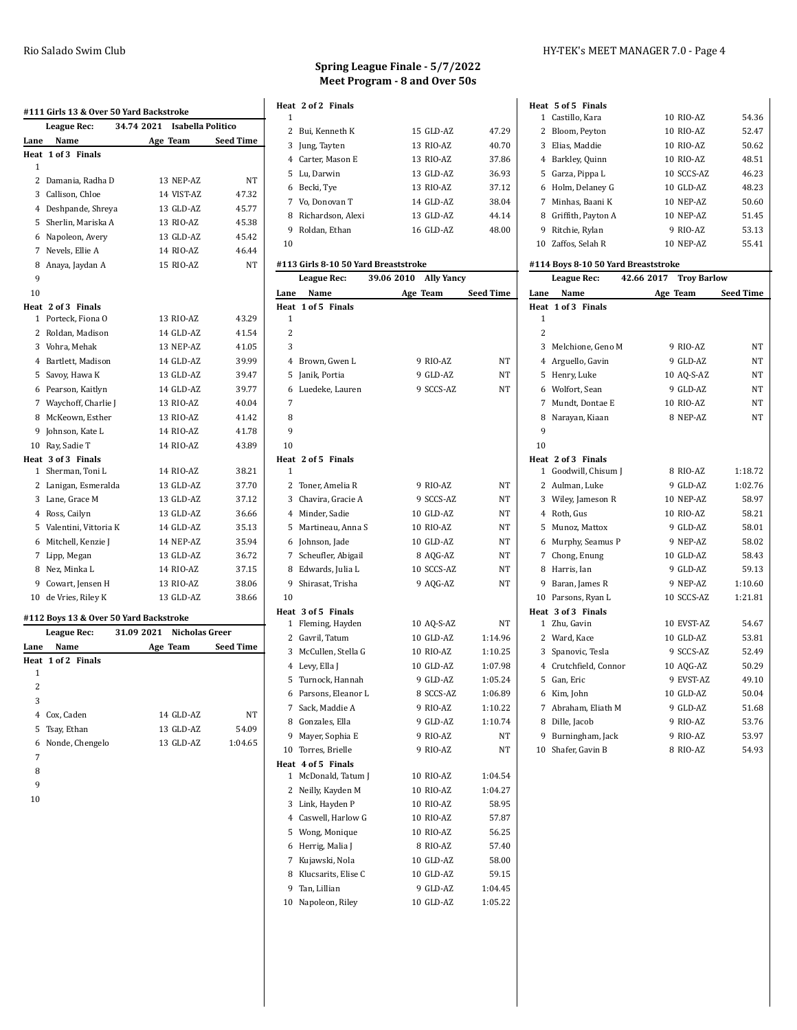## Spring League Finale - 5/7/2022
## Meet Program - 8 and Over 50s

### #111 Girls 13 & Over 50 Yard Backstroke

League Rec: 34.74 2021 Isabella Politico

| Lane | Name | Age | Team | Seed Time |
|---|---|---|---|---|
| **Heat 1 of 3 Finals** | | | | |
| 1 | | | | |
| 2 | Damania, Radha D | 13 | NEP-AZ | NT |
| 3 | Callison, Chloe | 14 | VIST-AZ | 47.32 |
| 4 | Deshpande, Shreya | 13 | GLD-AZ | 45.77 |
| 5 | Sherlin, Mariska A | 13 | RIO-AZ | 45.38 |
| 6 | Napoleon, Avery | 13 | GLD-AZ | 45.42 |
| 7 | Nevels, Ellie A | 14 | RIO-AZ | 46.44 |
| 8 | Anaya, Jaydan A | 15 | RIO-AZ | NT |
| 9 | | | | |
| 10 | | | | |
| **Heat 2 of 3 Finals** | | | | |
| 1 | Porteck, Fiona O | 13 | RIO-AZ | 43.29 |
| 2 | Roldan, Madison | 14 | GLD-AZ | 41.54 |
| 3 | Vohra, Mehak | 13 | NEP-AZ | 41.05 |
| 4 | Bartlett, Madison | 14 | GLD-AZ | 39.99 |
| 5 | Savoy, Hawa K | 13 | GLD-AZ | 39.47 |
| 6 | Pearson, Kaitlyn | 14 | GLD-AZ | 39.77 |
| 7 | Waychoff, Charlie J | 13 | RIO-AZ | 40.04 |
| 8 | McKeown, Esther | 13 | RIO-AZ | 41.42 |
| 9 | Johnson, Kate L | 14 | RIO-AZ | 41.78 |
| 10 | Ray, Sadie T | 14 | RIO-AZ | 43.89 |
| **Heat 3 of 3 Finals** | | | | |
| 1 | Sherman, Toni L | 14 | RIO-AZ | 38.21 |
| 2 | Lanigan, Esmeralda | 13 | GLD-AZ | 37.70 |
| 3 | Lane, Grace M | 13 | GLD-AZ | 37.12 |
| 4 | Ross, Cailyn | 13 | GLD-AZ | 36.66 |
| 5 | Valentini, Vittoria K | 14 | GLD-AZ | 35.13 |
| 6 | Mitchell, Kenzie J | 14 | NEP-AZ | 35.94 |
| 7 | Lipp, Megan | 13 | GLD-AZ | 36.72 |
| 8 | Nez, Minka L | 14 | RIO-AZ | 37.15 |
| 9 | Cowart, Jensen H | 13 | RIO-AZ | 38.06 |
| 10 | de Vries, Riley K | 13 | GLD-AZ | 38.66 |

### #112 Boys 13 & Over 50 Yard Backstroke

League Rec: 31.09 2021 Nicholas Greer

| Lane | Name | Age | Team | Seed Time |
|---|---|---|---|---|
| **Heat 1 of 2 Finals** | | | | |
| 1 | | | | |
| 2 | | | | |
| 3 | | | | |
| 4 | Cox, Caden | 14 | GLD-AZ | NT |
| 5 | Tsay, Ethan | 13 | GLD-AZ | 54.09 |
| 6 | Nonde, Chengelo | 13 | GLD-AZ | 1:04.65 |
| 7 | | | | |
| 8 | | | | |
| 9 | | | | |
| 10 | | | | |
| **Heat 2 of 2 Finals** | | | | |
| 1 | | | | |
| 2 | Bui, Kenneth K | 15 | GLD-AZ | 47.29 |
| 3 | Jung, Tayten | 13 | RIO-AZ | 40.70 |
| 4 | Carter, Mason E | 13 | RIO-AZ | 37.86 |
| 5 | Lu, Darwin | 13 | GLD-AZ | 36.93 |
| 6 | Becki, Tye | 13 | RIO-AZ | 37.12 |
| 7 | Vo, Donovan T | 14 | GLD-AZ | 38.04 |
| 8 | Richardson, Alexi | 13 | GLD-AZ | 44.14 |
| 9 | Roldan, Ethan | 16 | GLD-AZ | 48.00 |
| 10 | | | | |

### #113 Girls 8-10 50 Yard Breaststroke

League Rec: 39.06 2010 Ally Yancy

| Lane | Name | Age | Team | Seed Time |
|---|---|---|---|---|
| **Heat 1 of 5 Finals** | | | | |
| 1 | | | | |
| 2 | | | | |
| 3 | | | | |
| 4 | Brown, Gwen L | 9 | RIO-AZ | NT |
| 5 | Janik, Portia | 9 | GLD-AZ | NT |
| 6 | Luedeke, Lauren | 9 | SCCS-AZ | NT |
| 7 | | | | |
| 8 | | | | |
| 9 | | | | |
| 10 | | | | |
| **Heat 2 of 5 Finals** | | | | |
| 1 | | | | |
| 2 | Toner, Amelia R | 9 | RIO-AZ | NT |
| 3 | Chavira, Gracie A | 9 | SCCS-AZ | NT |
| 4 | Minder, Sadie | 10 | GLD-AZ | NT |
| 5 | Martineau, Anna S | 10 | RIO-AZ | NT |
| 6 | Johnson, Jade | 10 | GLD-AZ | NT |
| 7 | Scheufler, Abigail | 8 | AQG-AZ | NT |
| 8 | Edwards, Julia L | 10 | SCCS-AZ | NT |
| 9 | Shirasat, Trisha | 9 | AQG-AZ | NT |
| 10 | | | | |
| **Heat 3 of 5 Finals** | | | | |
| 1 | Fleming, Hayden | 10 | AQ-S-AZ | NT |
| 2 | Gavril, Tatum | 10 | GLD-AZ | 1:14.96 |
| 3 | McCullen, Stella G | 10 | RIO-AZ | 1:10.25 |
| 4 | Levy, Ella J | 10 | GLD-AZ | 1:07.98 |
| 5 | Turnock, Hannah | 9 | GLD-AZ | 1:05.24 |
| 6 | Parsons, Eleanor L | 8 | SCCS-AZ | 1:06.89 |
| 7 | Sack, Maddie A | 9 | RIO-AZ | 1:10.22 |
| 8 | Gonzales, Ella | 9 | GLD-AZ | 1:10.74 |
| 9 | Mayer, Sophia E | 9 | RIO-AZ | NT |
| 10 | Torres, Brielle | 9 | RIO-AZ | NT |
| **Heat 4 of 5 Finals** | | | | |
| 1 | McDonald, Tatum J | 10 | RIO-AZ | 1:04.54 |
| 2 | Neilly, Kayden M | 10 | RIO-AZ | 1:04.27 |
| 3 | Link, Hayden P | 10 | RIO-AZ | 58.95 |
| 4 | Caswell, Harlow G | 10 | RIO-AZ | 57.87 |
| 5 | Wong, Monique | 10 | RIO-AZ | 56.25 |
| 6 | Herrig, Malia J | 8 | RIO-AZ | 57.40 |
| 7 | Kujawski, Nola | 10 | GLD-AZ | 58.00 |
| 8 | Klucsarits, Elise C | 10 | GLD-AZ | 59.15 |
| 9 | Tan, Lillian | 9 | GLD-AZ | 1:04.45 |
| 10 | Napoleon, Riley | 10 | GLD-AZ | 1:05.22 |
| **Heat 5 of 5 Finals** | | | | |
| 1 | Castillo, Kara | 10 | RIO-AZ | 54.36 |
| 2 | Bloom, Peyton | 10 | RIO-AZ | 52.47 |
| 3 | Elias, Maddie | 10 | RIO-AZ | 50.62 |
| 4 | Barkley, Quinn | 10 | RIO-AZ | 48.51 |
| 5 | Garza, Pippa L | 10 | SCCS-AZ | 46.23 |
| 6 | Holm, Delaney G | 10 | GLD-AZ | 48.23 |
| 7 | Minhas, Baani K | 10 | NEP-AZ | 50.60 |
| 8 | Griffith, Payton A | 10 | NEP-AZ | 51.45 |
| 9 | Ritchie, Rylan | 9 | RIO-AZ | 53.13 |
| 10 | Zaffos, Selah R | 10 | NEP-AZ | 55.41 |

### #114 Boys 8-10 50 Yard Breaststroke

League Rec: 42.66 2017 Troy Barlow

| Lane | Name | Age | Team | Seed Time |
|---|---|---|---|---|
| **Heat 1 of 3 Finals** | | | | |
| 1 | | | | |
| 2 | | | | |
| 3 | Melchione, Geno M | 9 | RIO-AZ | NT |
| 4 | Arguello, Gavin | 9 | GLD-AZ | NT |
| 5 | Henry, Luke | 10 | AQ-S-AZ | NT |
| 6 | Wolfort, Sean | 9 | GLD-AZ | NT |
| 7 | Mundt, Dontae E | 10 | RIO-AZ | NT |
| 8 | Narayan, Kiaan | 8 | NEP-AZ | NT |
| 9 | | | | |
| 10 | | | | |
| **Heat 2 of 3 Finals** | | | | |
| 1 | Goodwill, Chisum J | 8 | RIO-AZ | 1:18.72 |
| 2 | Aulman, Luke | 9 | GLD-AZ | 1:02.76 |
| 3 | Wiley, Jameson R | 10 | NEP-AZ | 58.97 |
| 4 | Roth, Gus | 10 | RIO-AZ | 58.21 |
| 5 | Munoz, Mattox | 9 | GLD-AZ | 58.01 |
| 6 | Murphy, Seamus P | 9 | NEP-AZ | 58.02 |
| 7 | Chong, Enung | 10 | GLD-AZ | 58.43 |
| 8 | Harris, Ian | 9 | GLD-AZ | 59.13 |
| 9 | Baran, James R | 9 | NEP-AZ | 1:10.60 |
| 10 | Parsons, Ryan L | 10 | SCCS-AZ | 1:21.81 |
| **Heat 3 of 3 Finals** | | | | |
| 1 | Zhu, Gavin | 10 | EVST-AZ | 54.67 |
| 2 | Ward, Kace | 10 | GLD-AZ | 53.81 |
| 3 | Spanovic, Tesla | 9 | SCCS-AZ | 52.49 |
| 4 | Crutchfield, Connor | 10 | AQG-AZ | 50.29 |
| 5 | Gan, Eric | 9 | EVST-AZ | 49.10 |
| 6 | Kim, John | 10 | GLD-AZ | 50.04 |
| 7 | Abraham, Eliath M | 9 | GLD-AZ | 51.68 |
| 8 | Dille, Jacob | 9 | RIO-AZ | 53.76 |
| 9 | Burningham, Jack | 9 | RIO-AZ | 53.97 |
| 10 | Shafer, Gavin B | 8 | RIO-AZ | 54.93 |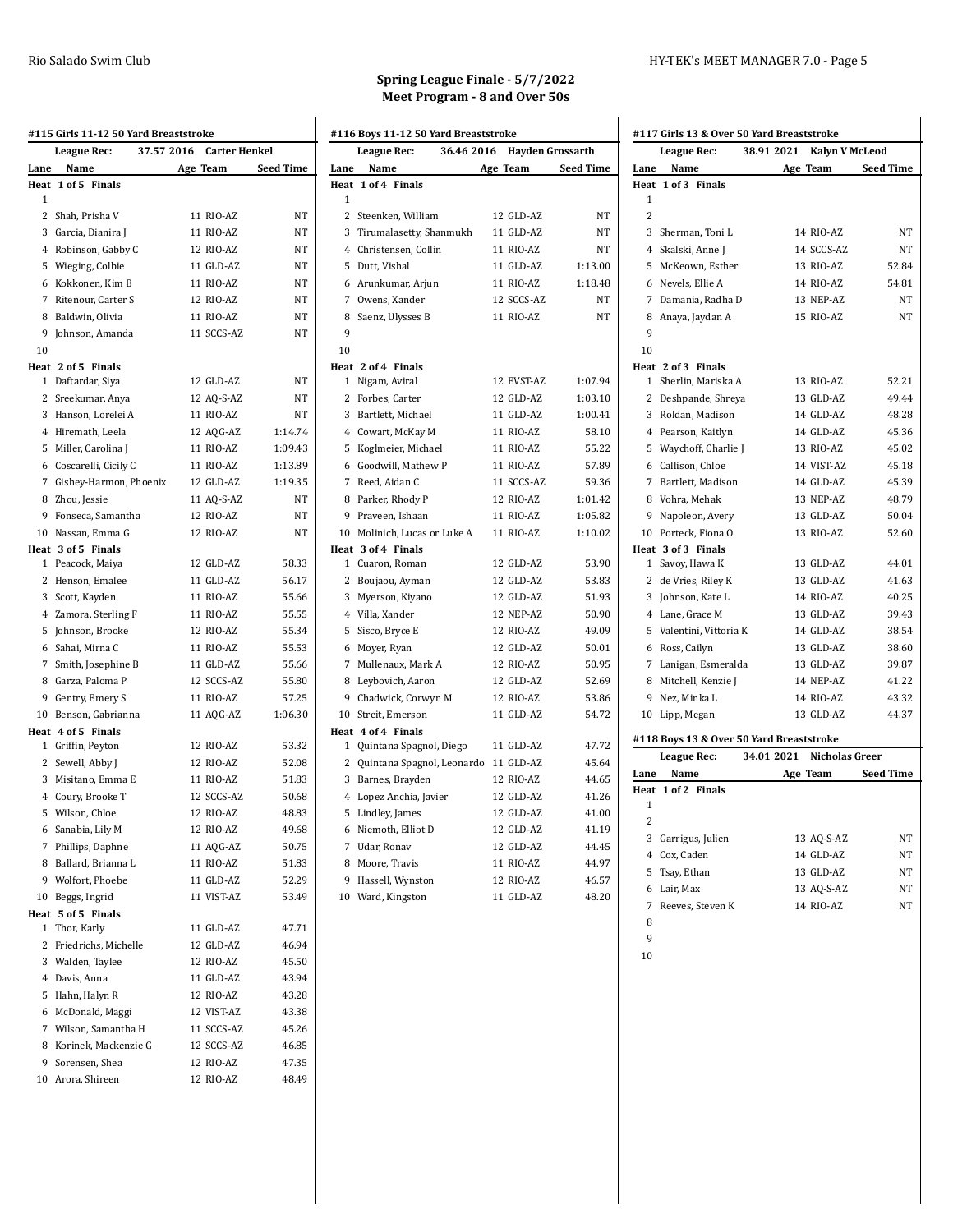## Spring League Finale - 5/7/2022
## Meet Program - 8 and Over 50s

### #115 Girls 11-12 50 Yard Breaststroke

League Rec: 37.57 2016 Carter Henkel

| Lane | Name | Age | Team | Seed Time |
|---|---|---|---|---|
| **Heat 1 of 5 Finals** | | | | |
| 1 | | | | |
| 2 | Shah, Prisha V | 11 | RIO-AZ | NT |
| 3 | Garcia, Dianira J | 11 | RIO-AZ | NT |
| 4 | Robinson, Gabby C | 12 | RIO-AZ | NT |
| 5 | Wieging, Colbie | 11 | GLD-AZ | NT |
| 6 | Kokkonen, Kim B | 11 | RIO-AZ | NT |
| 7 | Ritenour, Carter S | 12 | RIO-AZ | NT |
| 8 | Baldwin, Olivia | 11 | RIO-AZ | NT |
| 9 | Johnson, Amanda | 11 | SCCS-AZ | NT |
| 10 | | | | |
| **Heat 2 of 5 Finals** | | | | |
| 1 | Daftardar, Siya | 12 | GLD-AZ | NT |
| 2 | Sreekumar, Anya | 12 | AQ-S-AZ | NT |
| 3 | Hanson, Lorelei A | 11 | RIO-AZ | NT |
| 4 | Hiremath, Leela | 12 | AQG-AZ | 1:14.74 |
| 5 | Miller, Carolina J | 11 | RIO-AZ | 1:09.43 |
| 6 | Coscarelli, Cicily C | 11 | RIO-AZ | 1:13.89 |
| 7 | Gishey-Harmon, Phoenix | 12 | GLD-AZ | 1:19.35 |
| 8 | Zhou, Jessie | 11 | AQ-S-AZ | NT |
| 9 | Fonseca, Samantha | 12 | RIO-AZ | NT |
| 10 | Nassan, Emma G | 12 | RIO-AZ | NT |
| **Heat 3 of 5 Finals** | | | | |
| 1 | Peacock, Maiya | 12 | GLD-AZ | 58.33 |
| 2 | Henson, Emalee | 11 | GLD-AZ | 56.17 |
| 3 | Scott, Kayden | 11 | RIO-AZ | 55.66 |
| 4 | Zamora, Sterling F | 11 | RIO-AZ | 55.55 |
| 5 | Johnson, Brooke | 12 | RIO-AZ | 55.34 |
| 6 | Sahai, Mirna C | 11 | RIO-AZ | 55.53 |
| 7 | Smith, Josephine B | 11 | GLD-AZ | 55.66 |
| 8 | Garza, Paloma P | 12 | SCCS-AZ | 55.80 |
| 9 | Gentry, Emery S | 11 | RIO-AZ | 57.25 |
| 10 | Benson, Gabrianna | 11 | AQG-AZ | 1:06.30 |
| **Heat 4 of 5 Finals** | | | | |
| 1 | Griffin, Peyton | 12 | RIO-AZ | 53.32 |
| 2 | Sewell, Abby J | 12 | RIO-AZ | 52.08 |
| 3 | Misitano, Emma E | 11 | RIO-AZ | 51.83 |
| 4 | Coury, Brooke T | 12 | SCCS-AZ | 50.68 |
| 5 | Wilson, Chloe | 12 | RIO-AZ | 48.83 |
| 6 | Sanabia, Lily M | 12 | RIO-AZ | 49.68 |
| 7 | Phillips, Daphne | 11 | AQG-AZ | 50.75 |
| 8 | Ballard, Brianna L | 11 | RIO-AZ | 51.83 |
| 9 | Wolfort, Phoebe | 11 | GLD-AZ | 52.29 |
| 10 | Beggs, Ingrid | 11 | VIST-AZ | 53.49 |
| **Heat 5 of 5 Finals** | | | | |
| 1 | Thor, Karly | 11 | GLD-AZ | 47.71 |
| 2 | Friedrichs, Michelle | 12 | GLD-AZ | 46.94 |
| 3 | Walden, Taylee | 12 | RIO-AZ | 45.50 |
| 4 | Davis, Anna | 11 | GLD-AZ | 43.94 |
| 5 | Hahn, Halyn R | 12 | RIO-AZ | 43.28 |
| 6 | McDonald, Maggi | 12 | VIST-AZ | 43.38 |
| 7 | Wilson, Samantha H | 11 | SCCS-AZ | 45.26 |
| 8 | Korinek, Mackenzie G | 12 | SCCS-AZ | 46.85 |
| 9 | Sorensen, Shea | 12 | RIO-AZ | 47.35 |
| 10 | Arora, Shireen | 12 | RIO-AZ | 48.49 |

### #116 Boys 11-12 50 Yard Breaststroke

League Rec: 36.46 2016 Hayden Grossarth

| Lane | Name | Age | Team | Seed Time |
|---|---|---|---|---|
| **Heat 1 of 4 Finals** | | | | |
| 1 | | | | |
| 2 | Steenken, William | 12 | GLD-AZ | NT |
| 3 | Tirumalasetty, Shanmukh | 11 | GLD-AZ | NT |
| 4 | Christensen, Collin | 11 | RIO-AZ | NT |
| 5 | Dutt, Vishal | 11 | GLD-AZ | 1:13.00 |
| 6 | Arunkumar, Arjun | 11 | RIO-AZ | 1:18.48 |
| 7 | Owens, Xander | 12 | SCCS-AZ | NT |
| 8 | Saenz, Ulysses B | 11 | RIO-AZ | NT |
| 9 | | | | |
| 10 | | | | |
| **Heat 2 of 4 Finals** | | | | |
| 1 | Nigam, Aviral | 12 | EVST-AZ | 1:07.94 |
| 2 | Forbes, Carter | 12 | GLD-AZ | 1:03.10 |
| 3 | Bartlett, Michael | 11 | GLD-AZ | 1:00.41 |
| 4 | Cowart, McKay M | 11 | RIO-AZ | 58.10 |
| 5 | Koglmeier, Michael | 11 | RIO-AZ | 55.22 |
| 6 | Goodwill, Mathew P | 11 | RIO-AZ | 57.89 |
| 7 | Reed, Aidan C | 11 | SCCS-AZ | 59.36 |
| 8 | Parker, Rhody P | 12 | RIO-AZ | 1:01.42 |
| 9 | Praveen, Ishaan | 11 | RIO-AZ | 1:05.82 |
| 10 | Molinich, Lucas or Luke A | 11 | RIO-AZ | 1:10.02 |
| **Heat 3 of 4 Finals** | | | | |
| 1 | Cuaron, Roman | 12 | GLD-AZ | 53.90 |
| 2 | Boujaou, Ayman | 12 | GLD-AZ | 53.83 |
| 3 | Myerson, Kiyano | 12 | GLD-AZ | 51.93 |
| 4 | Villa, Xander | 12 | NEP-AZ | 50.90 |
| 5 | Sisco, Bryce E | 12 | RIO-AZ | 49.09 |
| 6 | Moyer, Ryan | 12 | GLD-AZ | 50.01 |
| 7 | Mullenaux, Mark A | 12 | RIO-AZ | 50.95 |
| 8 | Leybovich, Aaron | 12 | GLD-AZ | 52.69 |
| 9 | Chadwick, Corwyn M | 12 | RIO-AZ | 53.86 |
| 10 | Streit, Emerson | 11 | GLD-AZ | 54.72 |
| **Heat 4 of 4 Finals** | | | | |
| 1 | Quintana Spagnol, Diego | 11 | GLD-AZ | 47.72 |
| 2 | Quintana Spagnol, Leonardo | 11 | GLD-AZ | 45.64 |
| 3 | Barnes, Brayden | 12 | RIO-AZ | 44.65 |
| 4 | Lopez Anchia, Javier | 12 | GLD-AZ | 41.26 |
| 5 | Lindley, James | 12 | GLD-AZ | 41.00 |
| 6 | Niemoth, Elliot D | 12 | GLD-AZ | 41.19 |
| 7 | Udar, Ronav | 12 | GLD-AZ | 44.45 |
| 8 | Moore, Travis | 11 | RIO-AZ | 44.97 |
| 9 | Hassell, Wynston | 12 | RIO-AZ | 46.57 |
| 10 | Ward, Kingston | 11 | GLD-AZ | 48.20 |

### #117 Girls 13 & Over 50 Yard Breaststroke

League Rec: 38.91 2021 Kalyn V McLeod

| Lane | Name | Age | Team | Seed Time |
|---|---|---|---|---|
| **Heat 1 of 3 Finals** | | | | |
| 1 | | | | |
| 2 | | | | |
| 3 | Sherman, Toni L | 14 | RIO-AZ | NT |
| 4 | Skalski, Anne J | 14 | SCCS-AZ | NT |
| 5 | McKeown, Esther | 13 | RIO-AZ | 52.84 |
| 6 | Nevels, Ellie A | 14 | RIO-AZ | 54.81 |
| 7 | Damania, Radha D | 13 | NEP-AZ | NT |
| 8 | Anaya, Jaydan A | 15 | RIO-AZ | NT |
| 9 | | | | |
| 10 | | | | |
| **Heat 2 of 3 Finals** | | | | |
| 1 | Sherlin, Mariska A | 13 | RIO-AZ | 52.21 |
| 2 | Deshpande, Shreya | 13 | GLD-AZ | 49.44 |
| 3 | Roldan, Madison | 14 | GLD-AZ | 48.28 |
| 4 | Pearson, Kaitlyn | 14 | GLD-AZ | 45.36 |
| 5 | Waychoff, Charlie J | 13 | RIO-AZ | 45.02 |
| 6 | Callison, Chloe | 14 | VIST-AZ | 45.18 |
| 7 | Bartlett, Madison | 14 | GLD-AZ | 45.39 |
| 8 | Vohra, Mehak | 13 | NEP-AZ | 48.79 |
| 9 | Napoleon, Avery | 13 | GLD-AZ | 50.04 |
| 10 | Porteck, Fiona O | 13 | RIO-AZ | 52.60 |
| **Heat 3 of 3 Finals** | | | | |
| 1 | Savoy, Hawa K | 13 | GLD-AZ | 44.01 |
| 2 | de Vries, Riley K | 13 | GLD-AZ | 41.63 |
| 3 | Johnson, Kate L | 14 | RIO-AZ | 40.25 |
| 4 | Lane, Grace M | 13 | GLD-AZ | 39.43 |
| 5 | Valentini, Vittoria K | 14 | GLD-AZ | 38.54 |
| 6 | Ross, Cailyn | 13 | GLD-AZ | 38.60 |
| 7 | Lanigan, Esmeralda | 13 | GLD-AZ | 39.87 |
| 8 | Mitchell, Kenzie J | 14 | NEP-AZ | 41.22 |
| 9 | Nez, Minka L | 14 | RIO-AZ | 43.32 |
| 10 | Lipp, Megan | 13 | GLD-AZ | 44.37 |

### #118 Boys 13 & Over 50 Yard Breaststroke

League Rec: 34.01 2021 Nicholas Greer

| Lane | Name | Age | Team | Seed Time |
|---|---|---|---|---|
| **Heat 1 of 2 Finals** | | | | |
| 1 | | | | |
| 2 | | | | |
| 3 | Garrigus, Julien | 13 | AQ-S-AZ | NT |
| 4 | Cox, Caden | 14 | GLD-AZ | NT |
| 5 | Tsay, Ethan | 13 | GLD-AZ | NT |
| 6 | Lair, Max | 13 | AQ-S-AZ | NT |
| 7 | Reeves, Steven K | 14 | RIO-AZ | NT |
| 8 | | | | |
| 9 | | | | |
| 10 | | | | |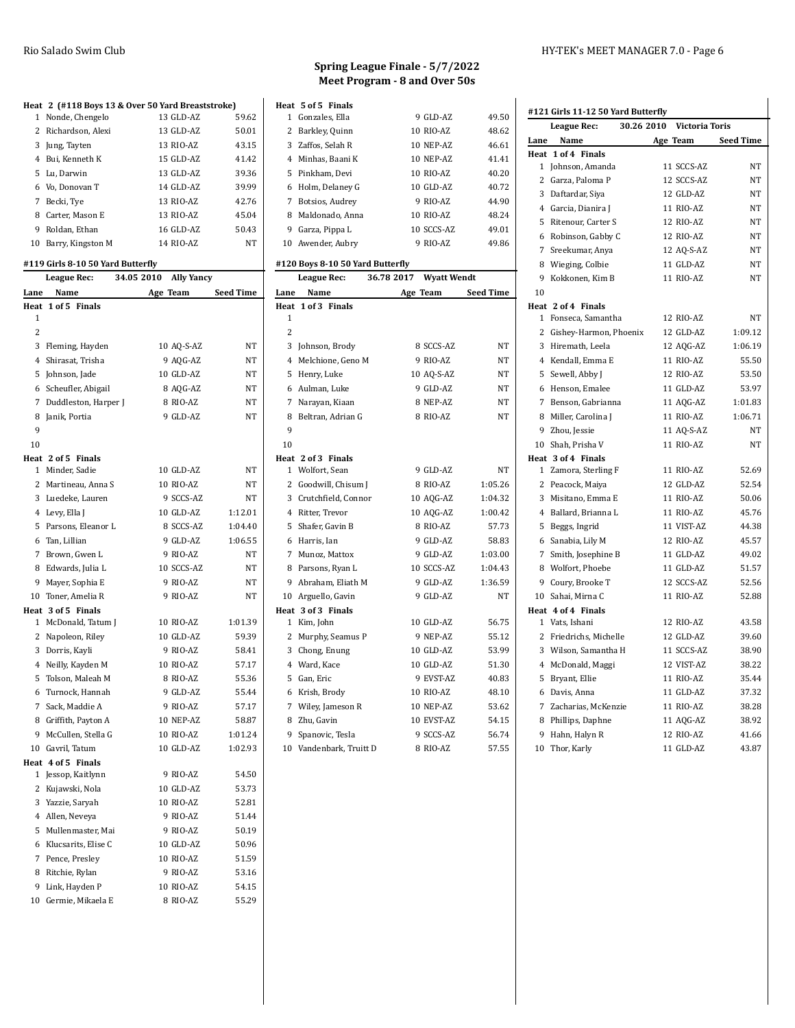## Spring League Finale - 5/7/2022

### Meet Program - 8 and Over 50s

**Heat 2 (#118 Boys 13 & Over 50 Yard Breaststroke)**

| Lane | Name | Age | Team | Seed Time |
|---|---|---|---|---|
| 1 | Nonde, Chengelo | 13 | GLD-AZ | 59.62 |
| 2 | Richardson, Alexi | 13 | GLD-AZ | 50.01 |
| 3 | Jung, Tayten | 13 | RIO-AZ | 43.15 |
| 4 | Bui, Kenneth K | 15 | GLD-AZ | 41.42 |
| 5 | Lu, Darwin | 13 | GLD-AZ | 39.36 |
| 6 | Vo, Donovan T | 14 | GLD-AZ | 39.99 |
| 7 | Becki, Tye | 13 | RIO-AZ | 42.76 |
| 8 | Carter, Mason E | 13 | RIO-AZ | 45.04 |
| 9 | Roldan, Ethan | 16 | GLD-AZ | 50.43 |
| 10 | Barry, Kingston M | 14 | RIO-AZ | NT |

### #119 Girls 8-10 50 Yard Butterfly

League Rec: 34.05 2010 Ally Yancy

| Lane | Name | Age | Team | Seed Time |
|---|---|---|---|---|
| **Heat 1 of 5 Finals** | | | | |
| 1 | | | | |
| 2 | | | | |
| 3 | Fleming, Hayden | 10 | AQ-S-AZ | NT |
| 4 | Shirasat, Trisha | 9 | AQG-AZ | NT |
| 5 | Johnson, Jade | 10 | GLD-AZ | NT |
| 6 | Scheufler, Abigail | 8 | AQG-AZ | NT |
| 7 | Duddleston, Harper J | 8 | RIO-AZ | NT |
| 8 | Janik, Portia | 9 | GLD-AZ | NT |
| 9 | | | | |
| 10 | | | | |
| **Heat 2 of 5 Finals** | | | | |
| 1 | Minder, Sadie | 10 | GLD-AZ | NT |
| 2 | Martineau, Anna S | 10 | RIO-AZ | NT |
| 3 | Luedeke, Lauren | 9 | SCCS-AZ | NT |
| 4 | Levy, Ella J | 10 | GLD-AZ | 1:12.01 |
| 5 | Parsons, Eleanor L | 8 | SCCS-AZ | 1:04.40 |
| 6 | Tan, Lillian | 9 | GLD-AZ | 1:06.55 |
| 7 | Brown, Gwen L | 9 | RIO-AZ | NT |
| 8 | Edwards, Julia L | 10 | SCCS-AZ | NT |
| 9 | Mayer, Sophia E | 9 | RIO-AZ | NT |
| 10 | Toner, Amelia R | 9 | RIO-AZ | NT |
| **Heat 3 of 5 Finals** | | | | |
| 1 | McDonald, Tatum J | 10 | RIO-AZ | 1:01.39 |
| 2 | Napoleon, Riley | 10 | GLD-AZ | 59.39 |
| 3 | Dorris, Kayli | 9 | RIO-AZ | 58.41 |
| 4 | Neilly, Kayden M | 10 | RIO-AZ | 57.17 |
| 5 | Tolson, Maleah M | 8 | RIO-AZ | 55.36 |
| 6 | Turnock, Hannah | 9 | GLD-AZ | 55.44 |
| 7 | Sack, Maddie A | 9 | RIO-AZ | 57.17 |
| 8 | Griffith, Payton A | 10 | NEP-AZ | 58.87 |
| 9 | McCullen, Stella G | 10 | RIO-AZ | 1:01.24 |
| 10 | Gavril, Tatum | 10 | GLD-AZ | 1:02.93 |
| **Heat 4 of 5 Finals** | | | | |
| 1 | Jessop, Kaitlynn | 9 | RIO-AZ | 54.50 |
| 2 | Kujawski, Nola | 10 | GLD-AZ | 53.73 |
| 3 | Yazzie, Saryah | 10 | RIO-AZ | 52.81 |
| 4 | Allen, Neveya | 9 | RIO-AZ | 51.44 |
| 5 | Mullenmaster, Mai | 9 | RIO-AZ | 50.19 |
| 6 | Klucsarits, Elise C | 10 | GLD-AZ | 50.96 |
| 7 | Pence, Presley | 10 | RIO-AZ | 51.59 |
| 8 | Ritchie, Rylan | 9 | RIO-AZ | 53.16 |
| 9 | Link, Hayden P | 10 | RIO-AZ | 54.15 |
| 10 | Germie, Mikaela E | 8 | RIO-AZ | 55.29 |
| **Heat 5 of 5 Finals** | | | | |
| 1 | Gonzales, Ella | 9 | GLD-AZ | 49.50 |
| 2 | Barkley, Quinn | 10 | RIO-AZ | 48.62 |
| 3 | Zaffos, Selah R | 10 | NEP-AZ | 46.61 |
| 4 | Minhas, Baani K | 10 | NEP-AZ | 41.41 |
| 5 | Pinkham, Devi | 10 | RIO-AZ | 40.20 |
| 6 | Holm, Delaney G | 10 | GLD-AZ | 40.72 |
| 7 | Botsios, Audrey | 9 | RIO-AZ | 44.90 |
| 8 | Maldonado, Anna | 10 | RIO-AZ | 48.24 |
| 9 | Garza, Pippa L | 10 | SCCS-AZ | 49.01 |
| 10 | Awender, Aubry | 9 | RIO-AZ | 49.86 |

### #120 Boys 8-10 50 Yard Butterfly

League Rec: 36.78 2017 Wyatt Wendt

| Lane | Name | Age | Team | Seed Time |
|---|---|---|---|---|
| **Heat 1 of 3 Finals** | | | | |
| 1 | | | | |
| 2 | | | | |
| 3 | Johnson, Brody | 8 | SCCS-AZ | NT |
| 4 | Melchione, Geno M | 9 | RIO-AZ | NT |
| 5 | Henry, Luke | 10 | AQ-S-AZ | NT |
| 6 | Aulman, Luke | 9 | GLD-AZ | NT |
| 7 | Narayan, Kiaan | 8 | NEP-AZ | NT |
| 8 | Beltran, Adrian G | 8 | RIO-AZ | NT |
| 9 | | | | |
| 10 | | | | |
| **Heat 2 of 3 Finals** | | | | |
| 1 | Wolfort, Sean | 9 | GLD-AZ | NT |
| 2 | Goodwill, Chisum J | 8 | RIO-AZ | 1:05.26 |
| 3 | Crutchfield, Connor | 10 | AQG-AZ | 1:04.32 |
| 4 | Ritter, Trevor | 10 | AQG-AZ | 1:00.42 |
| 5 | Shafer, Gavin B | 8 | RIO-AZ | 57.73 |
| 6 | Harris, Ian | 9 | GLD-AZ | 58.83 |
| 7 | Munoz, Mattox | 9 | GLD-AZ | 1:03.00 |
| 8 | Parsons, Ryan L | 10 | SCCS-AZ | 1:04.43 |
| 9 | Abraham, Eliath M | 9 | GLD-AZ | 1:36.59 |
| 10 | Arguello, Gavin | 9 | GLD-AZ | NT |
| **Heat 3 of 3 Finals** | | | | |
| 1 | Kim, John | 10 | GLD-AZ | 56.75 |
| 2 | Murphy, Seamus P | 9 | NEP-AZ | 55.12 |
| 3 | Chong, Enung | 10 | GLD-AZ | 53.99 |
| 4 | Ward, Kace | 10 | GLD-AZ | 51.30 |
| 5 | Gan, Eric | 9 | EVST-AZ | 40.83 |
| 6 | Krish, Brody | 10 | RIO-AZ | 48.10 |
| 7 | Wiley, Jameson R | 10 | NEP-AZ | 53.62 |
| 8 | Zhu, Gavin | 10 | EVST-AZ | 54.15 |
| 9 | Spanovic, Tesla | 9 | SCCS-AZ | 56.74 |
| 10 | Vandenbark, Truitt D | 8 | RIO-AZ | 57.55 |

### #121 Girls 11-12 50 Yard Butterfly

League Rec: 30.26 2010 Victoria Toris

| Lane | Name | Age | Team | Seed Time |
|---|---|---|---|---|
| **Heat 1 of 4 Finals** | | | | |
| 1 | Johnson, Amanda | 11 | SCCS-AZ | NT |
| 2 | Garza, Paloma P | 12 | SCCS-AZ | NT |
| 3 | Daftardar, Siya | 12 | GLD-AZ | NT |
| 4 | Garcia, Dianira J | 11 | RIO-AZ | NT |
| 5 | Ritenour, Carter S | 12 | RIO-AZ | NT |
| 6 | Robinson, Gabby C | 12 | RIO-AZ | NT |
| 7 | Sreekumar, Anya | 12 | AQ-S-AZ | NT |
| 8 | Wieging, Colbie | 11 | GLD-AZ | NT |
| 9 | Kokkonen, Kim B | 11 | RIO-AZ | NT |
| 10 | | | | |
| **Heat 2 of 4 Finals** | | | | |
| 1 | Fonseca, Samantha | 12 | RIO-AZ | NT |
| 2 | Gishey-Harmon, Phoenix | 12 | GLD-AZ | 1:09.12 |
| 3 | Hiremath, Leela | 12 | AQG-AZ | 1:06.19 |
| 4 | Kendall, Emma E | 11 | RIO-AZ | 55.50 |
| 5 | Sewell, Abby J | 12 | RIO-AZ | 53.50 |
| 6 | Henson, Emalee | 11 | GLD-AZ | 53.97 |
| 7 | Benson, Gabrianna | 11 | AQG-AZ | 1:01.83 |
| 8 | Miller, Carolina J | 11 | RIO-AZ | 1:06.71 |
| 9 | Zhou, Jessie | 11 | AQ-S-AZ | NT |
| 10 | Shah, Prisha V | 11 | RIO-AZ | NT |
| **Heat 3 of 4 Finals** | | | | |
| 1 | Zamora, Sterling F | 11 | RIO-AZ | 52.69 |
| 2 | Peacock, Maiya | 12 | GLD-AZ | 52.54 |
| 3 | Misitano, Emma E | 11 | RIO-AZ | 50.06 |
| 4 | Ballard, Brianna L | 11 | RIO-AZ | 45.76 |
| 5 | Beggs, Ingrid | 11 | VIST-AZ | 44.38 |
| 6 | Sanabia, Lily M | 12 | RIO-AZ | 45.57 |
| 7 | Smith, Josephine B | 11 | GLD-AZ | 49.02 |
| 8 | Wolfort, Phoebe | 11 | GLD-AZ | 51.57 |
| 9 | Coury, Brooke T | 12 | SCCS-AZ | 52.56 |
| 10 | Sahai, Mirna C | 11 | RIO-AZ | 52.88 |
| **Heat 4 of 4 Finals** | | | | |
| 1 | Vats, Ishani | 12 | RIO-AZ | 43.58 |
| 2 | Friedrichs, Michelle | 12 | GLD-AZ | 39.60 |
| 3 | Wilson, Samantha H | 11 | SCCS-AZ | 38.90 |
| 4 | McDonald, Maggi | 12 | VIST-AZ | 38.22 |
| 5 | Bryant, Ellie | 11 | RIO-AZ | 35.44 |
| 6 | Davis, Anna | 11 | GLD-AZ | 37.32 |
| 7 | Zacharias, McKenzie | 11 | RIO-AZ | 38.28 |
| 8 | Phillips, Daphne | 11 | AQG-AZ | 38.92 |
| 9 | Hahn, Halyn R | 12 | RIO-AZ | 41.66 |
| 10 | Thor, Karly | 11 | GLD-AZ | 43.87 |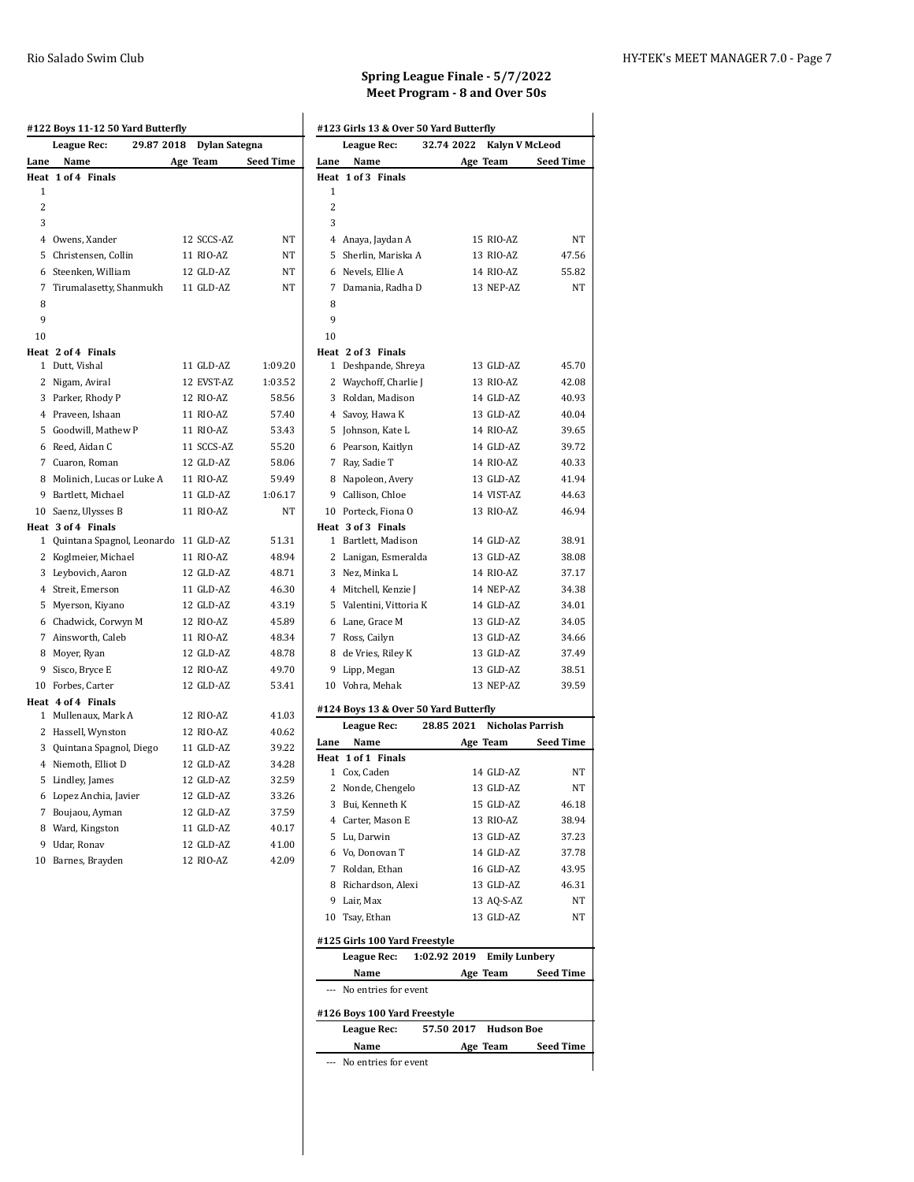## Spring League Finale - 5/7/2022
## Meet Program - 8 and Over 50s

### #122 Boys 11-12 50 Yard Butterfly

League Rec: 29.87 2018 Dylan Sategna

| Lane | Name | Age | Team | Seed Time |
|---|---|---|---|---|
| **Heat 1 of 4 Finals** | | | | |
| 1 | | | | |
| 2 | | | | |
| 3 | | | | |
| 4 | Owens, Xander | 12 | SCCS-AZ | NT |
| 5 | Christensen, Collin | 11 | RIO-AZ | NT |
| 6 | Steenken, William | 12 | GLD-AZ | NT |
| 7 | Tirumalasetty, Shanmukh | 11 | GLD-AZ | NT |
| 8 | | | | |
| 9 | | | | |
| 10 | | | | |
| **Heat 2 of 4 Finals** | | | | |
| 1 | Dutt, Vishal | 11 | GLD-AZ | 1:09.20 |
| 2 | Nigam, Aviral | 12 | EVST-AZ | 1:03.52 |
| 3 | Parker, Rhody P | 12 | RIO-AZ | 58.56 |
| 4 | Praveen, Ishaan | 11 | RIO-AZ | 57.40 |
| 5 | Goodwill, Mathew P | 11 | RIO-AZ | 53.43 |
| 6 | Reed, Aidan C | 11 | SCCS-AZ | 55.20 |
| 7 | Cuaron, Roman | 12 | GLD-AZ | 58.06 |
| 8 | Molinich, Lucas or Luke A | 11 | RIO-AZ | 59.49 |
| 9 | Bartlett, Michael | 11 | GLD-AZ | 1:06.17 |
| 10 | Saenz, Ulysses B | 11 | RIO-AZ | NT |
| **Heat 3 of 4 Finals** | | | | |
| 1 | Quintana Spagnol, Leonardo | 11 | GLD-AZ | 51.31 |
| 2 | Koglmeier, Michael | 11 | RIO-AZ | 48.94 |
| 3 | Leybovich, Aaron | 12 | GLD-AZ | 48.71 |
| 4 | Streit, Emerson | 11 | GLD-AZ | 46.30 |
| 5 | Myerson, Kiyano | 12 | GLD-AZ | 43.19 |
| 6 | Chadwick, Corwyn M | 12 | RIO-AZ | 45.89 |
| 7 | Ainsworth, Caleb | 11 | RIO-AZ | 48.34 |
| 8 | Moyer, Ryan | 12 | GLD-AZ | 48.78 |
| 9 | Sisco, Bryce E | 12 | RIO-AZ | 49.70 |
| 10 | Forbes, Carter | 12 | GLD-AZ | 53.41 |
| **Heat 4 of 4 Finals** | | | | |
| 1 | Mullenaux, Mark A | 12 | RIO-AZ | 41.03 |
| 2 | Hassell, Wynston | 12 | RIO-AZ | 40.62 |
| 3 | Quintana Spagnol, Diego | 11 | GLD-AZ | 39.22 |
| 4 | Niemoth, Elliot D | 12 | GLD-AZ | 34.28 |
| 5 | Lindley, James | 12 | GLD-AZ | 32.59 |
| 6 | Lopez Anchia, Javier | 12 | GLD-AZ | 33.26 |
| 7 | Boujaou, Ayman | 12 | GLD-AZ | 37.59 |
| 8 | Ward, Kingston | 11 | GLD-AZ | 40.17 |
| 9 | Udar, Ronav | 12 | GLD-AZ | 41.00 |
| 10 | Barnes, Brayden | 12 | RIO-AZ | 42.09 |

### #123 Girls 13 & Over 50 Yard Butterfly

League Rec: 32.74 2022 Kalyn V McLeod

| Lane | Name | Age | Team | Seed Time |
|---|---|---|---|---|
| **Heat 1 of 3 Finals** | | | | |
| 1 | | | | |
| 2 | | | | |
| 3 | | | | |
| 4 | Anaya, Jaydan A | 15 | RIO-AZ | NT |
| 5 | Sherlin, Mariska A | 13 | RIO-AZ | 47.56 |
| 6 | Nevels, Ellie A | 14 | RIO-AZ | 55.82 |
| 7 | Damania, Radha D | 13 | NEP-AZ | NT |
| 8 | | | | |
| 9 | | | | |
| 10 | | | | |
| **Heat 2 of 3 Finals** | | | | |
| 1 | Deshpande, Shreya | 13 | GLD-AZ | 45.70 |
| 2 | Waychoff, Charlie J | 13 | RIO-AZ | 42.08 |
| 3 | Roldan, Madison | 14 | GLD-AZ | 40.93 |
| 4 | Savoy, Hawa K | 13 | GLD-AZ | 40.04 |
| 5 | Johnson, Kate L | 14 | RIO-AZ | 39.65 |
| 6 | Pearson, Kaitlyn | 14 | GLD-AZ | 39.72 |
| 7 | Ray, Sadie T | 14 | RIO-AZ | 40.33 |
| 8 | Napoleon, Avery | 13 | GLD-AZ | 41.94 |
| 9 | Callison, Chloe | 14 | VIST-AZ | 44.63 |
| 10 | Porteck, Fiona O | 13 | RIO-AZ | 46.94 |
| **Heat 3 of 3 Finals** | | | | |
| 1 | Bartlett, Madison | 14 | GLD-AZ | 38.91 |
| 2 | Lanigan, Esmeralda | 13 | GLD-AZ | 38.08 |
| 3 | Nez, Minka L | 14 | RIO-AZ | 37.17 |
| 4 | Mitchell, Kenzie J | 14 | NEP-AZ | 34.38 |
| 5 | Valentini, Vittoria K | 14 | GLD-AZ | 34.01 |
| 6 | Lane, Grace M | 13 | GLD-AZ | 34.05 |
| 7 | Ross, Cailyn | 13 | GLD-AZ | 34.66 |
| 8 | de Vries, Riley K | 13 | GLD-AZ | 37.49 |
| 9 | Lipp, Megan | 13 | GLD-AZ | 38.51 |
| 10 | Vohra, Mehak | 13 | NEP-AZ | 39.59 |

### #124 Boys 13 & Over 50 Yard Butterfly

League Rec: 28.85 2021 Nicholas Parrish

| Lane | Name | Age | Team | Seed Time |
|---|---|---|---|---|
| **Heat 1 of 1 Finals** | | | | |
| 1 | Cox, Caden | 14 | GLD-AZ | NT |
| 2 | Nonde, Chengelo | 13 | GLD-AZ | NT |
| 3 | Bui, Kenneth K | 15 | GLD-AZ | 46.18 |
| 4 | Carter, Mason E | 13 | RIO-AZ | 38.94 |
| 5 | Lu, Darwin | 13 | GLD-AZ | 37.23 |
| 6 | Vo, Donovan T | 14 | GLD-AZ | 37.78 |
| 7 | Roldan, Ethan | 16 | GLD-AZ | 43.95 |
| 8 | Richardson, Alexi | 13 | GLD-AZ | 46.31 |
| 9 | Lair, Max | 13 | AQ-S-AZ | NT |
| 10 | Tsay, Ethan | 13 | GLD-AZ | NT |

### #125 Girls 100 Yard Freestyle

League Rec: 1:02.92 2019 Emily Lunbery

| | Name | Age | Team | Seed Time |
|---|---|---|---|---|
| --- | No entries for event | | | |

### #126 Boys 100 Yard Freestyle

League Rec: 57.50 2017 Hudson Boe

| | Name | Age | Team | Seed Time |
|---|---|---|---|---|
| --- | No entries for event | | | |